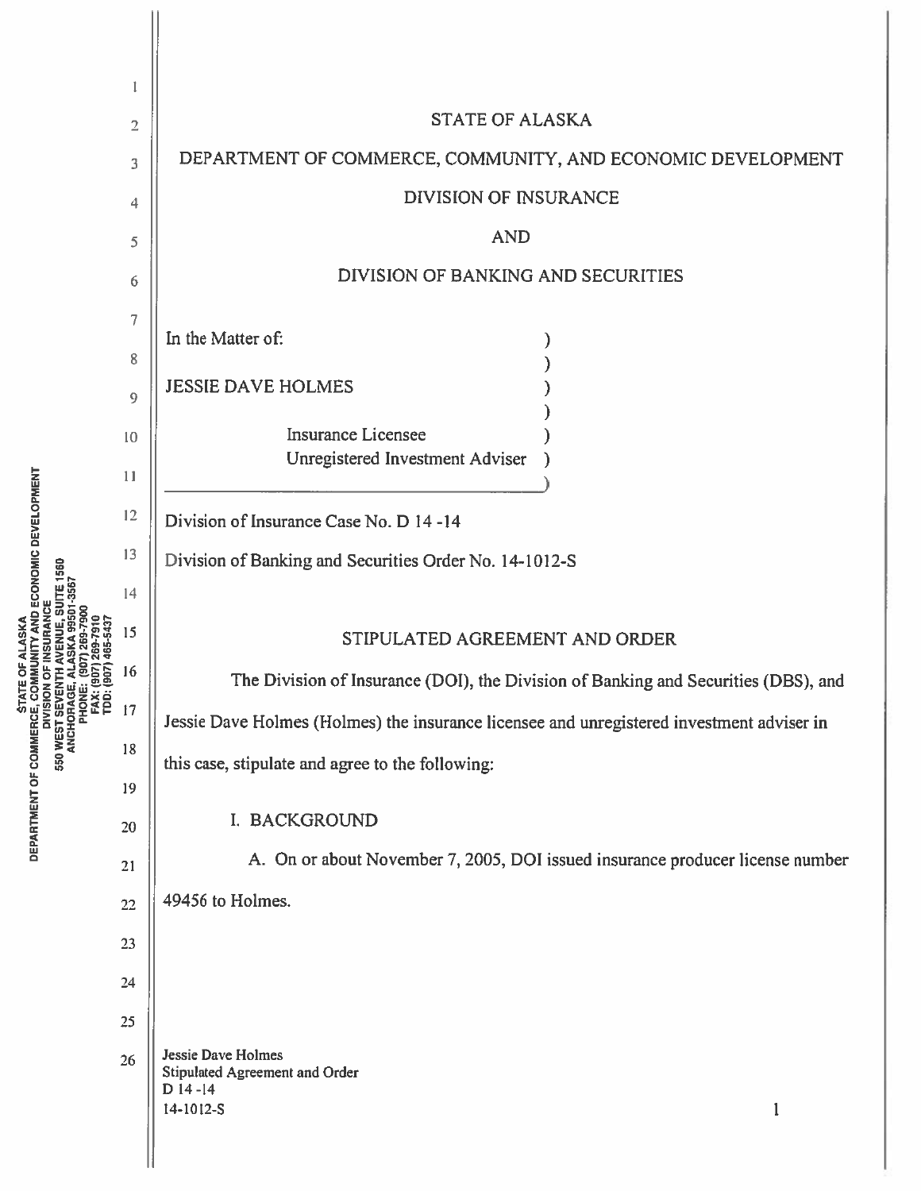# STATE OF ALASKA

## DEPARTMENT OF COMMERCE, COMMUNITY, AND ECONOMIC DEVELOPMENT

## DIVISION OF INSURANCE

## AND

## DIVISION OF BANKING AND SECURITIES

In the Matter of:

JESSIE DAVE HOLMES

Insurance Licensee
Unregistered Investment Adviser

Division of Insurance Case No. D 14 -14

Division of Banking and Securities Order No. 14-1012-S

## STIPULATED AGREEMENT AND ORDER

The Division of Insurance (DOI), the Division of Banking and Securities (DBS), and Jessie Dave Holmes (Holmes) the insurance licensee and unregistered investment adviser in this case, stipulate and agree to the following:

### I. BACKGROUND

A. On or about November 7, 2005, DOI issued insurance producer license number 49456 to Holmes.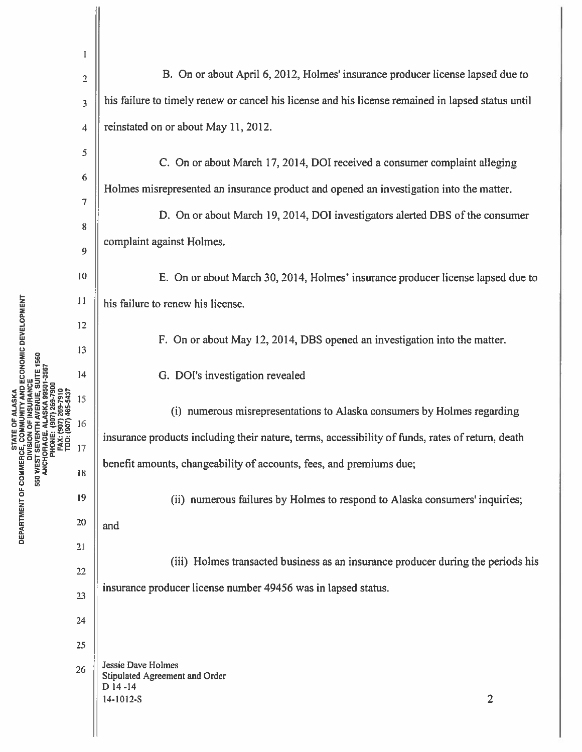B. On or about April 6, 2012, Holmes' insurance producer license lapsed due to his failure to timely renew or cancel his license and his license remained in lapsed status until reinstated on or about May 11, 2012.

C. On or about March 17, 2014, DOI received a consumer complaint alleging Holmes misrepresented an insurance product and opened an investigation into the matter.

D. On or about March 19, 2014, DOI investigators alerted DBS of the consumer complaint against Holmes.

E. On or about March 30, 2014, Holmes' insurance producer license lapsed due to his failure to renew his license.

F. On or about May 12, 2014, DBS opened an investigation into the matter.

G. DOI's investigation revealed

(i) numerous misrepresentations to Alaska consumers by Holmes regarding insurance products including their nature, terms, accessibility of funds, rates of return, death benefit amounts, changeability of accounts, fees, and premiums due;

(ii) numerous failures by Holmes to respond to Alaska consumers' inquiries; and

(iii) Holmes transacted business as an insurance producer during the periods his insurance producer license number 49456 was in lapsed status.

Jessie Dave Holmes
Stipulated Agreement and Order
D 14-14
14-1012-S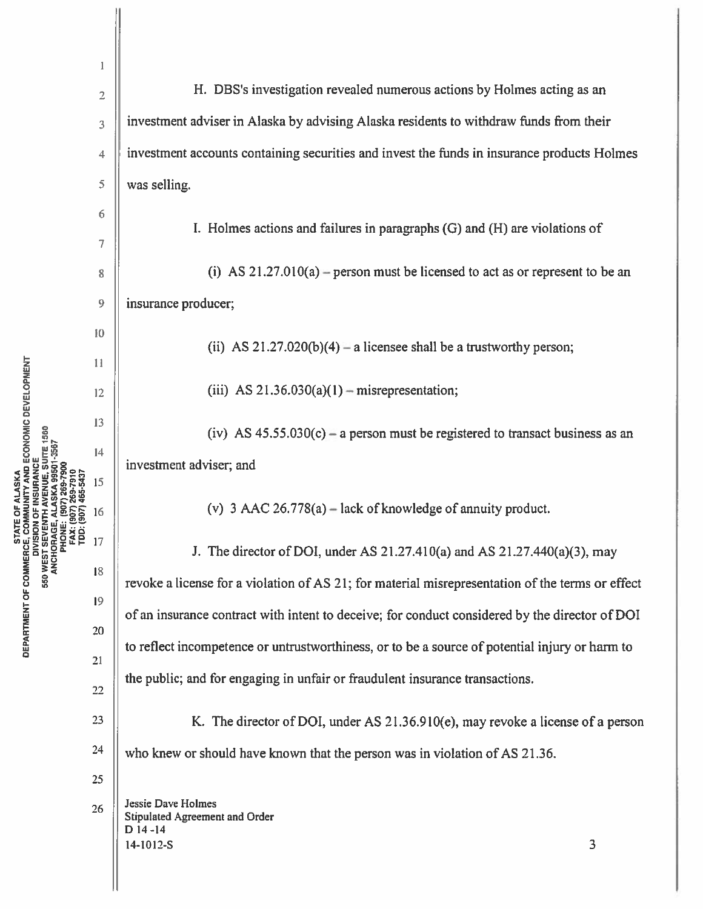H. DBS's investigation revealed numerous actions by Holmes acting as an investment adviser in Alaska by advising Alaska residents to withdraw funds from their investment accounts containing securities and invest the funds in insurance products Holmes was selling.

I. Holmes actions and failures in paragraphs (G) and (H) are violations of

(i) AS 21.27.010(a) – person must be licensed to act as or represent to be an insurance producer;

(ii) AS 21.27.020(b)(4) – a licensee shall be a trustworthy person;

(iii) AS 21.36.030(a)(1) – misrepresentation;

(iv) AS 45.55.030(c) – a person must be registered to transact business as an investment adviser; and

(v) 3 AAC 26.778(a) – lack of knowledge of annuity product.

J. The director of DOI, under AS 21.27.410(a) and AS 21.27.440(a)(3), may revoke a license for a violation of AS 21; for material misrepresentation of the terms or effect of an insurance contract with intent to deceive; for conduct considered by the director of DOI to reflect incompetence or untrustworthiness, or to be a source of potential injury or harm to the public; and for engaging in unfair or fraudulent insurance transactions.

K. The director of DOI, under AS 21.36.910(e), may revoke a license of a person who knew or should have known that the person was in violation of AS 21.36.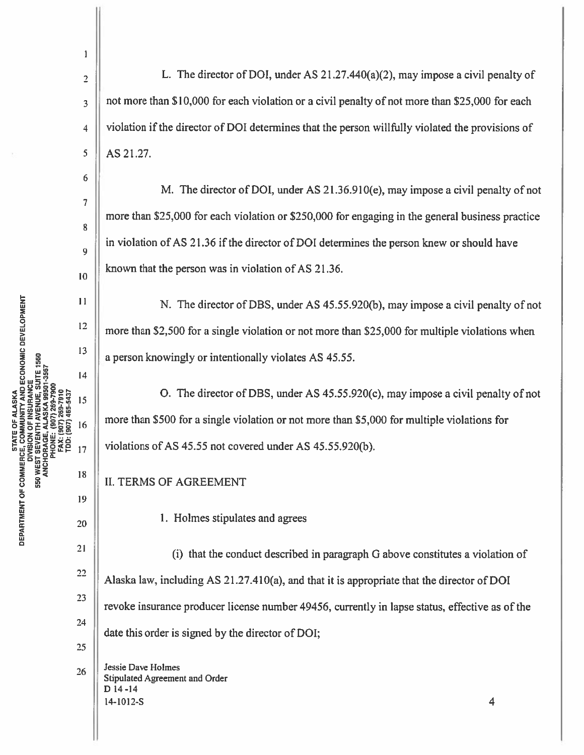L. The director of DOI, under AS 21.27.440(a)(2), may impose a civil penalty of not more than $10,000 for each violation or a civil penalty of not more than $25,000 for each violation if the director of DOI determines that the person willfully violated the provisions of AS 21.27.

M. The director of DOI, under AS 21.36.910(e), may impose a civil penalty of not more than $25,000 for each violation or $250,000 for engaging in the general business practice in violation of AS 21.36 if the director of DOI determines the person knew or should have known that the person was in violation of AS 21.36.

N. The director of DBS, under AS 45.55.920(b), may impose a civil penalty of not more than $2,500 for a single violation or not more than $25,000 for multiple violations when a person knowingly or intentionally violates AS 45.55.

O. The director of DBS, under AS 45.55.920(c), may impose a civil penalty of not more than $500 for a single violation or not more than $5,000 for multiple violations for violations of AS 45.55 not covered under AS 45.55.920(b).

## II. TERMS OF AGREEMENT

1. Holmes stipulates and agrees

(i) that the conduct described in paragraph G above constitutes a violation of Alaska law, including AS 21.27.410(a), and that it is appropriate that the director of DOI revoke insurance producer license number 49456, currently in lapse status, effective as of the date this order is signed by the director of DOI;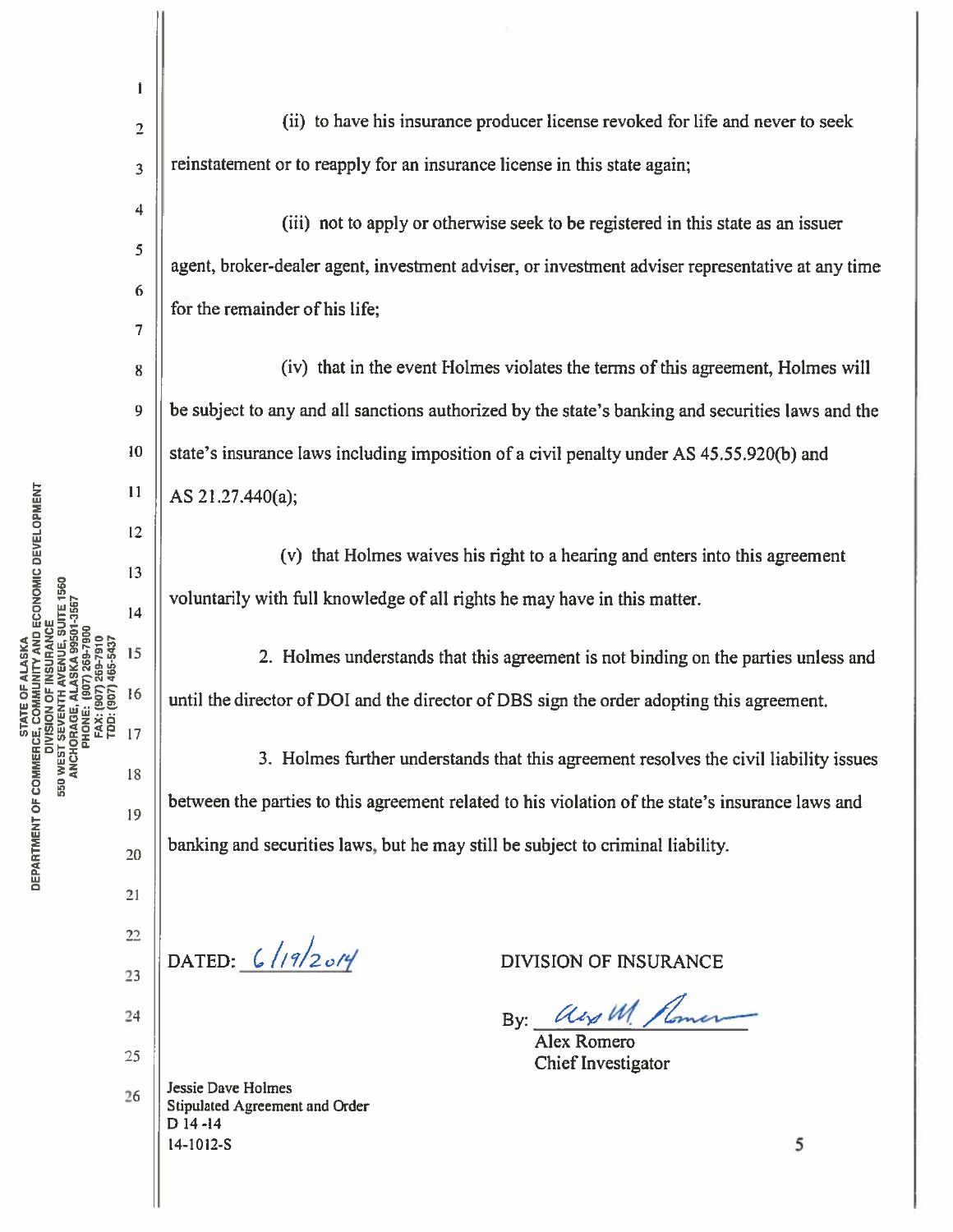(ii) to have his insurance producer license revoked for life and never to seek reinstatement or to reapply for an insurance license in this state again;

(iii) not to apply or otherwise seek to be registered in this state as an issuer agent, broker-dealer agent, investment adviser, or investment adviser representative at any time for the remainder of his life;

(iv) that in the event Holmes violates the terms of this agreement, Holmes will be subject to any and all sanctions authorized by the state's banking and securities laws and the state's insurance laws including imposition of a civil penalty under AS 45.55.920(b) and AS 21.27.440(a);

(v) that Holmes waives his right to a hearing and enters into this agreement voluntarily with full knowledge of all rights he may have in this matter.

2. Holmes understands that this agreement is not binding on the parties unless and until the director of DOI and the director of DBS sign the order adopting this agreement.

3. Holmes further understands that this agreement resolves the civil liability issues between the parties to this agreement related to his violation of the state's insurance laws and banking and securities laws, but he may still be subject to criminal liability.

DATED: 6/19/2014

DIVISION OF INSURANCE

By: _[signature]_
Alex Romero
Chief Investigator

Jessie Dave Holmes
Stipulated Agreement and Order
D 14-14
14-1012-S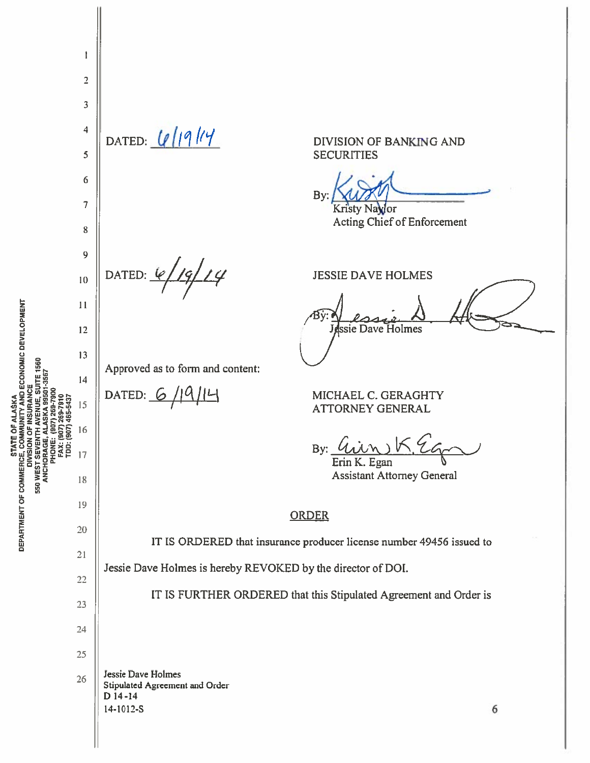DATED: 6/19/14

DIVISION OF BANKING AND SECURITIES

By: Kristy Naylor
Acting Chief of Enforcement

DATED: 6/19/14

JESSIE DAVE HOLMES

By: Jessie Dave Holmes

Approved as to form and content:

DATED: 6/19/14

MICHAEL C. GERAGHTY
ATTORNEY GENERAL

By: Erin K. Egan
Assistant Attorney General

## ORDER

IT IS ORDERED that insurance producer license number 49456 issued to Jessie Dave Holmes is hereby REVOKED by the director of DOI.

IT IS FURTHER ORDERED that this Stipulated Agreement and Order is

Jessie Dave Holmes
Stipulated Agreement and Order
D 14-14
14-1012-S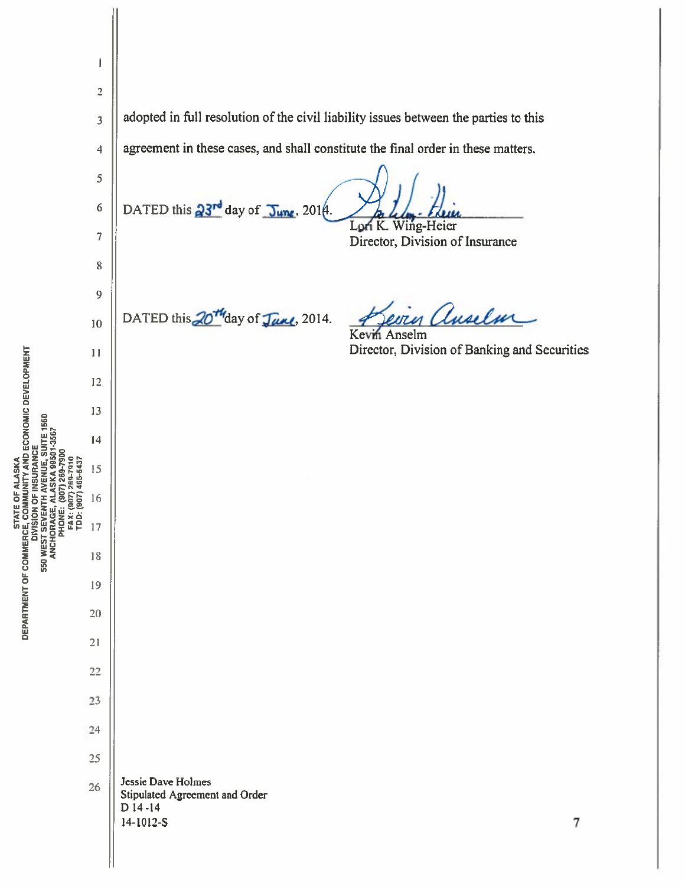adopted in full resolution of the civil liability issues between the parties to this agreement in these cases, and shall constitute the final order in these matters.

DATED this 23rd day of June, 2014.

Lori K. Wing-Heier
Director, Division of Insurance

DATED this 20th day of June, 2014.

Kevin Anselm
Director, Division of Banking and Securities

Jessie Dave Holmes
Stipulated Agreement and Order
D 14-14
14-1012-S